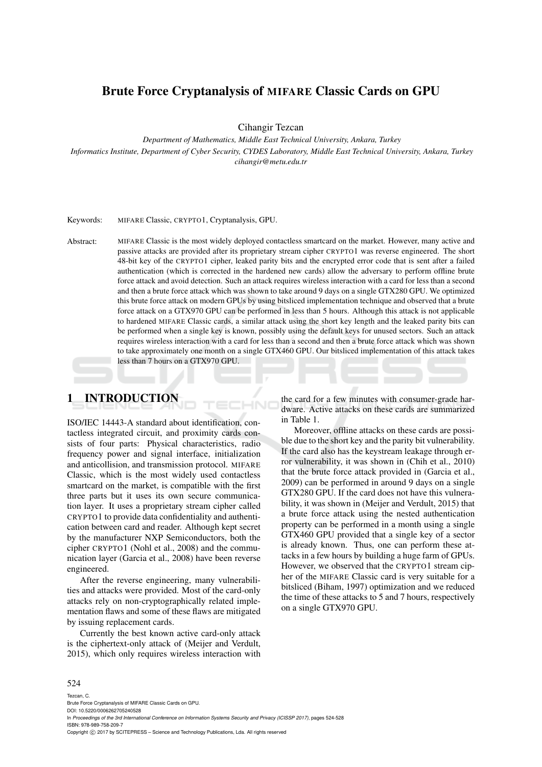# Brute Force Cryptanalysis of MIFARE Classic Cards on GPU

Cihangir Tezcan

*Department of Mathematics, Middle East Technical University, Ankara, Turkey*
*Informatics Institute, Department of Cyber Security, CYDES Laboratory, Middle East Technical University, Ankara, Turkey*
*cihangir@metu.edu.tr*

Keywords: MIFARE Classic, CRYPTO1, Cryptanalysis, GPU.

Abstract: MIFARE Classic is the most widely deployed contactless smartcard on the market. However, many active and passive attacks are provided after its proprietary stream cipher CRYPTO1 was reverse engineered. The short 48-bit key of the CRYPTO1 cipher, leaked parity bits and the encrypted error code that is sent after a failed authentication (which is corrected in the hardened new cards) allow the adversary to perform offline brute force attack and avoid detection. Such an attack requires wireless interaction with a card for less than a second and then a brute force attack which was shown to take around 9 days on a single GTX280 GPU. We optimized this brute force attack on modern GPUs by using bitsliced implementation technique and observed that a brute force attack on a GTX970 GPU can be performed in less than 5 hours. Although this attack is not applicable to hardened MIFARE Classic cards, a similar attack using the short key length and the leaked parity bits can be performed when a single key is known, possibly using the default keys for unused sectors. Such an attack requires wireless interaction with a card for less than a second and then a brute force attack which was shown to take approximately one month on a single GTX460 GPU. Our bitsliced implementation of this attack takes less than 7 hours on a GTX970 GPU.

## 1 INTRODUCTION

ISO/IEC 14443-A standard about identification, contactless integrated circuit, and proximity cards consists of four parts: Physical characteristics, radio frequency power and signal interface, initialization and anticollision, and transmission protocol. MIFARE Classic, which is the most widely used contactless smartcard on the market, is compatible with the first three parts but it uses its own secure communication layer. It uses a proprietary stream cipher called CRYPTO1 to provide data confidentiality and authentication between card and reader. Although kept secret by the manufacturer NXP Semiconductors, both the cipher CRYPTO1 (Nohl et al., 2008) and the communication layer (Garcia et al., 2008) have been reverse engineered.

After the reverse engineering, many vulnerabilities and attacks were provided. Most of the card-only attacks rely on non-cryptographically related implementation flaws and some of these flaws are mitigated by issuing replacement cards.

Currently the best known active card-only attack is the ciphertext-only attack of (Meijer and Verdult, 2015), which only requires wireless interaction with the card for a few minutes with consumer-grade hardware. Active attacks on these cards are summarized in Table 1.

Moreover, offline attacks on these cards are possible due to the short key and the parity bit vulnerability. If the card also has the keystream leakage through error vulnerability, it was shown in (Chih et al., 2010) that the brute force attack provided in (Garcia et al., 2009) can be performed in around 9 days on a single GTX280 GPU. If the card does not have this vulnerability, it was shown in (Meijer and Verdult, 2015) that a brute force attack using the nested authentication property can be performed in a month using a single GTX460 GPU provided that a single key of a sector is already known. Thus, one can perform these attacks in a few hours by building a huge farm of GPUs. However, we observed that the CRYPTO1 stream cipher of the MIFARE Classic card is very suitable for a bitsliced (Biham, 1997) optimization and we reduced the time of these attacks to 5 and 7 hours, respectively on a single GTX970 GPU.

Tezcan, C.
Brute Force Cryptanalysis of MIFARE Classic Cards on GPU.
DOI: 10.5220/0006262705240528
In *Proceedings of the 3rd International Conference on Information Systems Security and Privacy (ICISSP 2017)*, pages 524-528
ISBN: 978-989-758-209-7
Copyright © 2017 by SCITEPRESS – Science and Technology Publications, Lda. All rights reserved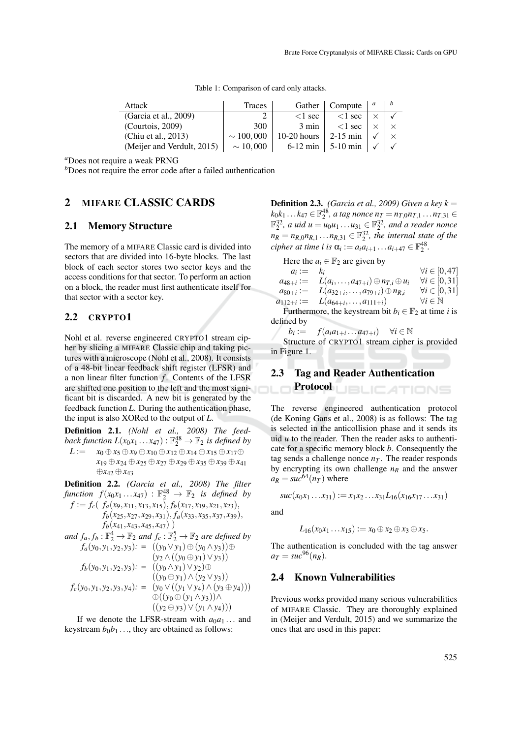Table 1: Comparison of card only attacks.

| Attack | Traces | Gather | Compute | [a] | [b] |
|---|---|---|---|---|---|
| (Garcia et al., 2009) | 2 | <1 sec | <1 sec | × | ✓ |
| (Courtois, 2009) | 300 | 3 min | <1 sec | × | × |
| (Chiu et al., 2013) | $\sim 100,000$ | 10-20 hours | 2-15 min | ✓ | × |
| (Meijer and Verdult, 2015) | $\sim 10,000$ | 6-12 min | 5-10 min | ✓ | ✓ |

[a]Does not require a weak PRNG

[b]Does not require the error code after a failed authentication

## 2 MIFARE CLASSIC CARDS

### 2.1 Memory Structure

The memory of a MIFARE Classic card is divided into sectors that are divided into 16-byte blocks. The last block of each sector stores two sector keys and the access conditions for that sector. To perform an action on a block, the reader must first authenticate itself for that sector with a sector key.

### 2.2 CRYPTO1

Nohl et al. reverse engineered CRYPTO1 stream cipher by slicing a MIFARE Classic chip and taking pictures with a microscope (Nohl et al., 2008). It consists of a 48-bit linear feedback shift register (LFSR) and a non linear filter function $f$. Contents of the LFSR are shifted one position to the left and the most significant bit is discarded. A new bit is generated by the feedback function $L$. During the authentication phase, the input is also XORed to the output of $L$.

**Definition 2.1.** *(Nohl et al., 2008) The feedback function $L(x_0x_1\dots x_{47}) : \mathbb{F}_2^{48} \to \mathbb{F}_2$ is defined by*

$$L := x_0 \oplus x_5 \oplus x_9 \oplus x_{10} \oplus x_{12} \oplus x_{14} \oplus x_{15} \oplus x_{17} \oplus x_{19} \oplus x_{24} \oplus x_{25} \oplus x_{27} \oplus x_{29} \oplus x_{35} \oplus x_{39} \oplus x_{41} \oplus x_{42} \oplus x_{43}$$

**Definition 2.2.** *(Garcia et al., 2008) The filter function $f(x_0x_1\dots x_{47}) : \mathbb{F}_2^{48} \to \mathbb{F}_2$ is defined by*

$$f := f_c(\ f_a(x_9,x_{11},x_{13},x_{15}), f_b(x_{17},x_{19},x_{21},x_{23}), f_b(x_{25},x_{27},x_{29},x_{31}), f_a(x_{33},x_{35},x_{37},x_{39}), f_b(x_{41},x_{43},x_{45},x_{47})\ )$$

*and $f_a, f_b : \mathbb{F}_2^4 \to \mathbb{F}_2$ and $f_c : \mathbb{F}_2^5 \to \mathbb{F}_2$ are defined by*

$$f_a(y_0,y_1,y_2,y_3) := ((y_0 \vee y_1) \oplus (y_0 \wedge y_3)) \oplus (y_2 \wedge ((y_0 \oplus y_1) \vee y_3))$$

$$f_b(y_0,y_1,y_2,y_3) := ((y_0 \wedge y_1) \vee y_2) \oplus ((y_0 \oplus y_1) \wedge (y_2 \vee y_3))$$

$$f_c(y_0,y_1,y_2,y_3,y_4) := (y_0 \vee ((y_1 \vee y_4) \wedge (y_3 \oplus y_4))) \oplus ((y_0 \oplus (y_1 \wedge y_3)) \wedge ((y_2 \oplus y_3) \vee (y_1 \wedge y_4)))$$

If we denote the LFSR-stream with $a_0a_1\dots$ and keystream $b_0b_1\dots$, they are obtained as follows:

**Definition 2.3.** *(Garcia et al., 2009) Given a key $k = k_0k_1\dots k_{47} \in \mathbb{F}_2^{48}$, a tag nonce $n_T = n_{T,0}n_{T,1}\dots n_{T,31} \in \mathbb{F}_2^{32}$, a uid $u = u_0u_1\dots u_{31} \in \mathbb{F}_2^{32}$, and a reader nonce $n_R = n_{R,0}n_{R,1}\dots n_{R,31} \in \mathbb{F}_2^{32}$, the internal state of the cipher at time $i$ is $\alpha_i := a_ia_{i+1}\dots a_{i+47} \in \mathbb{F}_2^{48}$.*

Here the $a_i \in \mathbb{F}_2$ are given by

$$\begin{aligned}
a_i &:= k_i & \forall i \in [0,47] \\
a_{48+i} &:= L(a_i,\dots,a_{47+i}) \oplus n_{T,i} \oplus u_i & \forall i \in [0,31] \\
a_{80+i} &:= L(a_{32+i},\dots,a_{79+i}) \oplus n_{R,i} & \forall i \in [0,31] \\
a_{112+i} &:= L(a_{64+i},\dots,a_{111+i}) & \forall i \in \mathbb{N}
\end{aligned}$$

Furthermore, the keystream bit $b_i \in \mathbb{F}_2$ at time $i$ is defined by

$$b_i := f(a_ia_{1+i}\dots a_{47+i}) \quad \forall i \in \mathbb{N}$$

Structure of CRYPTO1 stream cipher is provided in Figure 1.

### 2.3 Tag and Reader Authentication Protocol

The reverse engineered authentication protocol (de Koning Gans et al., 2008) is as follows: The tag is selected in the anticollision phase and it sends its uid $u$ to the reader. Then the reader asks to authenticate for a specific memory block $b$. Consequently the tag sends a challenge nonce $n_T$. The reader responds by encrypting its own challenge $n_R$ and the answer $a_R = suc^{64}(n_T)$ where

$$suc(x_0x_1\dots x_{31}) := x_1x_2\dots x_{31}L_{16}(x_{16}x_{17}\dots x_{31})$$

and

$$L_{16}(x_0x_1\dots x_{15}) := x_0 \oplus x_2 \oplus x_3 \oplus x_5.$$

The authentication is concluded with the tag answer $a_T = suc^{96}(n_R)$.

### 2.4 Known Vulnerabilities

Previous works provided many serious vulnerabilities of MIFARE Classic. They are thoroughly explained in (Meijer and Verdult, 2015) and we summarize the ones that are used in this paper: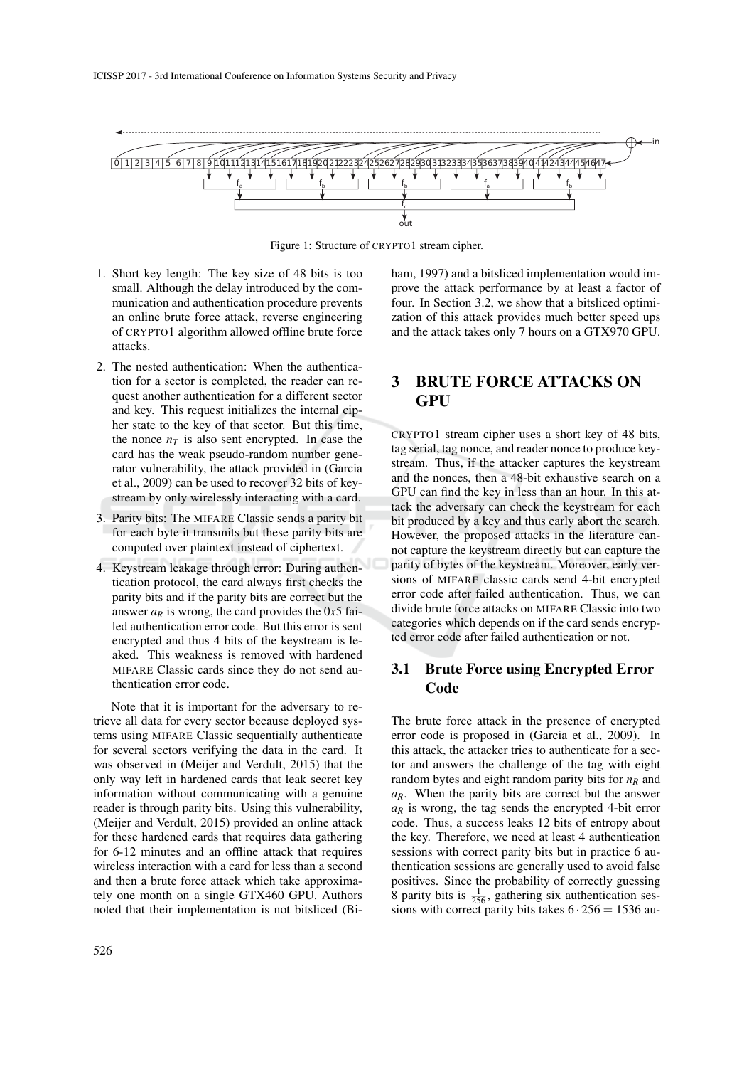Figure 1: Structure of CRYPTO1 stream cipher.

1. Short key length: The key size of 48 bits is too small. Although the delay introduced by the communication and authentication procedure prevents an online brute force attack, reverse engineering of CRYPTO1 algorithm allowed offline brute force attacks.
2. The nested authentication: When the authentication for a sector is completed, the reader can request another authentication for a different sector and key. This request initializes the internal cipher state to the key of that sector. But this time, the nonce $n_T$ is also sent encrypted. In case the card has the weak pseudo-random number generator vulnerability, the attack provided in (Garcia et al., 2009) can be used to recover 32 bits of keystream by only wirelessly interacting with a card.
3. Parity bits: The MIFARE Classic sends a parity bit for each byte it transmits but these parity bits are computed over plaintext instead of ciphertext.
4. Keystream leakage through error: During authentication protocol, the card always first checks the parity bits and if the parity bits are correct but the answer $a_R$ is wrong, the card provides the $0x5$ failed authentication error code. But this error is sent encrypted and thus 4 bits of the keystream is leaked. This weakness is removed with hardened MIFARE Classic cards since they do not send authentication error code.

Note that it is important for the adversary to retrieve all data for every sector because deployed systems using MIFARE Classic sequentially authenticate for several sectors verifying the data in the card. It was observed in (Meijer and Verdult, 2015) that the only way left in hardened cards that leak secret key information without communicating with a genuine reader is through parity bits. Using this vulnerability, (Meijer and Verdult, 2015) provided an online attack for these hardened cards that requires data gathering for 6-12 minutes and an offline attack that requires wireless interaction with a card for less than a second and then a brute force attack which take approximately one month on a single GTX460 GPU. Authors noted that their implementation is not bitsliced (Biham, 1997) and a bitsliced implementation would improve the attack performance by at least a factor of four. In Section 3.2, we show that a bitsliced optimization of this attack provides much better speed ups and the attack takes only 7 hours on a GTX970 GPU.

## 3 BRUTE FORCE ATTACKS ON GPU

CRYPTO1 stream cipher uses a short key of 48 bits, tag serial, tag nonce, and reader nonce to produce keystream. Thus, if the attacker captures the keystream and the nonces, then a 48-bit exhaustive search on a GPU can find the key in less than an hour. In this attack the adversary can check the keystream for each bit produced by a key and thus early abort the search. However, the proposed attacks in the literature cannot capture the keystream directly but can capture the parity of bytes of the keystream. Moreover, early versions of MIFARE classic cards send 4-bit encrypted error code after failed authentication. Thus, we can divide brute force attacks on MIFARE Classic into two categories which depends on if the card sends encrypted error code after failed authentication or not.

### 3.1 Brute Force using Encrypted Error Code

The brute force attack in the presence of encrypted error code is proposed in (Garcia et al., 2009). In this attack, the attacker tries to authenticate for a sector and answers the challenge of the tag with eight random bytes and eight random parity bits for $n_R$ and $a_R$. When the parity bits are correct but the answer $a_R$ is wrong, the tag sends the encrypted 4-bit error code. Thus, a success leaks 12 bits of entropy about the key. Therefore, we need at least 4 authentication sessions with correct parity bits but in practice 6 authentication sessions are generally used to avoid false positives. Since the probability of correctly guessing 8 parity bits is $\frac{1}{256}$, gathering six authentication sessions with correct parity bits takes $6 \cdot 256 = 1536$ au-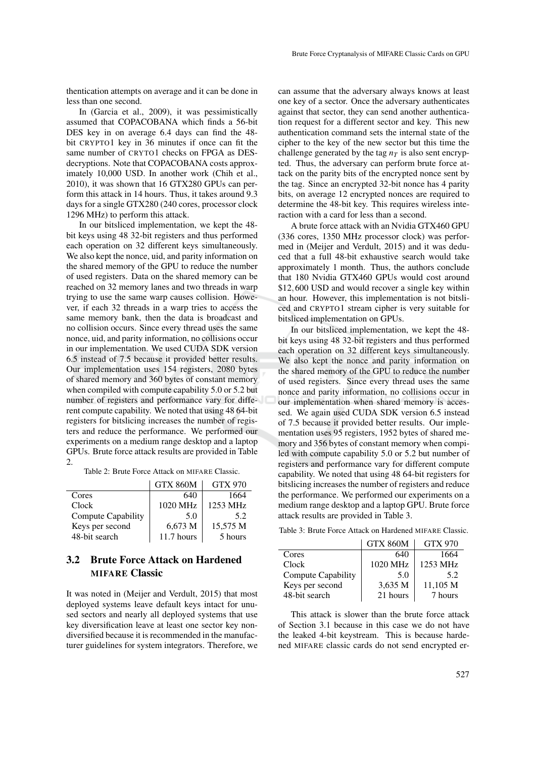thentication attempts on average and it can be done in less than one second.

In (Garcia et al., 2009), it was pessimistically assumed that COPACOBANA which finds a 56-bit DES key in on average 6.4 days can find the 48-bit CRYPTO1 key in 36 minutes if once can fit the same number of CRYTO1 checks on FPGA as DES-decryptions. Note that COPACOBANA costs approximately 10,000 USD. In another work (Chih et al., 2010), it was shown that 16 GTX280 GPUs can perform this attack in 14 hours. Thus, it takes around 9.3 days for a single GTX280 (240 cores, processor clock 1296 MHz) to perform this attack.

In our bitsliced implementation, we kept the 48-bit keys using 48 32-bit registers and thus performed each operation on 32 different keys simultaneously. We also kept the nonce, uid, and parity information on the shared memory of the GPU to reduce the number of used registers. Data on the shared memory can be reached on 32 memory lanes and two threads in warp trying to use the same warp causes collision. However, if each 32 threads in a warp tries to access the same memory bank, then the data is broadcast and no collision occurs. Since every thread uses the same nonce, uid, and parity information, no collisions occur in our implementation. We used CUDA SDK version 6.5 instead of 7.5 because it provided better results. Our implementation uses 154 registers, 2080 bytes of shared memory and 360 bytes of constant memory when compiled with compute capability 5.0 or 5.2 but number of registers and performance vary for different compute capability. We noted that using 48 64-bit registers for bitslicing increases the number of registers and reduce the performance. We performed our experiments on a medium range desktop and a laptop GPUs. Brute force attack results are provided in Table 2.

Table 2: Brute Force Attack on MIFARE Classic.

| | GTX 860M | GTX 970 |
|---|---|---|
| Cores | 640 | 1664 |
| Clock | 1020 MHz | 1253 MHz |
| Compute Capability | 5.0 | 5.2 |
| Keys per second | 6,673 M | 15,575 M |
| 48-bit search | 11.7 hours | 5 hours |

### 3.2 Brute Force Attack on Hardened MIFARE Classic

It was noted in (Meijer and Verdult, 2015) that most deployed systems leave default keys intact for unused sectors and nearly all deployed systems that use key diversification leave at least one sector key non-diversified because it is recommended in the manufacturer guidelines for system integrators. Therefore, we can assume that the adversary always knows at least one key of a sector. Once the adversary authenticates against that sector, they can send another authentication request for a different sector and key. This new authentication command sets the internal state of the cipher to the key of the new sector but this time the challenge generated by the tag $n_T$ is also sent encrypted. Thus, the adversary can perform brute force attack on the parity bits of the encrypted nonce sent by the tag. Since an encrypted 32-bit nonce has 4 parity bits, on average 12 encrypted nonces are required to determine the 48-bit key. This requires wireless interaction with a card for less than a second.

A brute force attack with an Nvidia GTX460 GPU (336 cores, 1350 MHz processor clock) was performed in (Meijer and Verdult, 2015) and it was deduced that a full 48-bit exhaustive search would take approximately 1 month. Thus, the authors conclude that 180 Nvidia GTX460 GPUs would cost around $\$12,600$ USD and would recover a single key within an hour. However, this implementation is not bitsliced and CRYPTO1 stream cipher is very suitable for bitsliced implementation on GPUs.

In our bitsliced implementation, we kept the 48-bit keys using 48 32-bit registers and thus performed each operation on 32 different keys simultaneously. We also kept the nonce and parity information on the shared memory of the GPU to reduce the number of used registers. Since every thread uses the same nonce and parity information, no collisions occur in our implementation when shared memory is accessed. We again used CUDA SDK version 6.5 instead of 7.5 because it provided better results. Our implementation uses 95 registers, 1952 bytes of shared memory and 356 bytes of constant memory when compiled with compute capability 5.0 or 5.2 but number of registers and performance vary for different compute capability. We noted that using 48 64-bit registers for bitslicing increases the number of registers and reduce the performance. We performed our experiments on a medium range desktop and a laptop GPU. Brute force attack results are provided in Table 3.

Table 3: Brute Force Attack on Hardened MIFARE Classic.

| | GTX 860M | GTX 970 |
|---|---|---|
| Cores | 640 | 1664 |
| Clock | 1020 MHz | 1253 MHz |
| Compute Capability | 5.0 | 5.2 |
| Keys per second | 3,635 M | 11,105 M |
| 48-bit search | 21 hours | 7 hours |

This attack is slower than the brute force attack of Section 3.1 because in this case we do not have the leaked 4-bit keystream. This is because hardened MIFARE classic cards do not send encrypted er-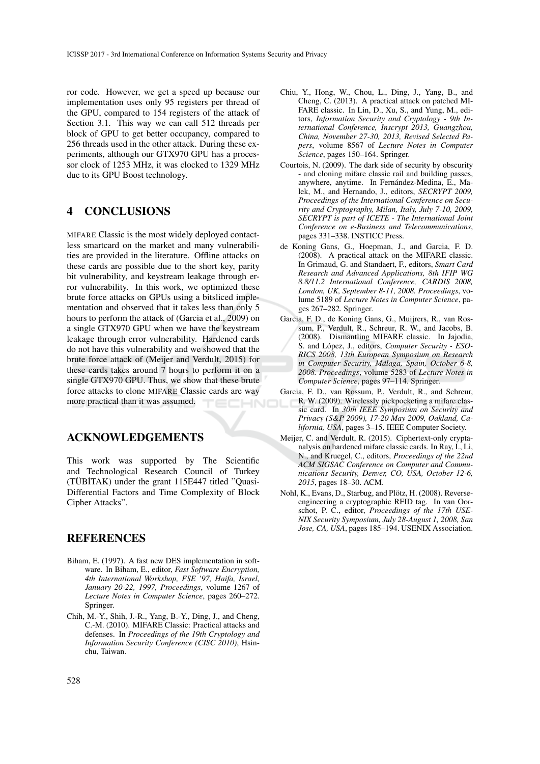ror code. However, we get a speed up because our implementation uses only 95 registers per thread of the GPU, compared to 154 registers of the attack of Section 3.1. This way we can call 512 threads per block of GPU to get better occupancy, compared to 256 threads used in the other attack. During these experiments, although our GTX970 GPU has a processor clock of 1253 MHz, it was clocked to 1329 MHz due to its GPU Boost technology.

## 4 CONCLUSIONS

MIFARE Classic is the most widely deployed contactless smartcard on the market and many vulnerabilities are provided in the literature. Offline attacks on these cards are possible due to the short key, parity bit vulnerability, and keystream leakage through error vulnerability. In this work, we optimized these brute force attacks on GPUs using a bitsliced implementation and observed that it takes less than only 5 hours to perform the attack of (Garcia et al., 2009) on a single GTX970 GPU when we have the keystream leakage through error vulnerability. Hardened cards do not have this vulnerability and we showed that the brute force attack of (Meijer and Verdult, 2015) for these cards takes around 7 hours to perform it on a single GTX970 GPU. Thus, we show that these brute force attacks to clone MIFARE Classic cards are way more practical than it was assumed.

## ACKNOWLEDGEMENTS

This work was supported by The Scientific and Technological Research Council of Turkey (TÜBİTAK) under the grant 115E447 titled "Quasi-Differential Factors and Time Complexity of Block Cipher Attacks".

## REFERENCES

Biham, E. (1997). A fast new DES implementation in software. In Biham, E., editor, *Fast Software Encryption, 4th International Workshop, FSE '97, Haifa, Israel, January 20-22, 1997, Proceedings*, volume 1267 of *Lecture Notes in Computer Science*, pages 260–272. Springer.

Chih, M.-Y., Shih, J.-R., Yang, B.-Y., Ding, J., and Cheng, C.-M. (2010). MIFARE Classic: Practical attacks and defenses. In *Proceedings of the 19th Cryptology and Information Security Conference (CISC 2010)*, Hsinchu, Taiwan.

Chiu, Y., Hong, W., Chou, L., Ding, J., Yang, B., and Cheng, C. (2013). A practical attack on patched MIFARE classic. In Lin, D., Xu, S., and Yung, M., editors, *Information Security and Cryptology - 9th International Conference, Inscrypt 2013, Guangzhou, China, November 27-30, 2013, Revised Selected Papers*, volume 8567 of *Lecture Notes in Computer Science*, pages 150–164. Springer.

Courtois, N. (2009). The dark side of security by obscurity - and cloning mifare classic rail and building passes, anywhere, anytime. In Fernández-Medina, E., Malek, M., and Hernando, J., editors, *SECRYPT 2009, Proceedings of the International Conference on Security and Cryptography, Milan, Italy, July 7-10, 2009, SECRYPT is part of ICETE - The International Joint Conference on e-Business and Telecommunications*, pages 331–338. INSTICC Press.

de Koning Gans, G., Hoepman, J., and Garcia, F. D. (2008). A practical attack on the MIFARE classic. In Grimaud, G. and Standaert, F., editors, *Smart Card Research and Advanced Applications, 8th IFIP WG 8.8/11.2 International Conference, CARDIS 2008, London, UK, September 8-11, 2008. Proceedings*, volume 5189 of *Lecture Notes in Computer Science*, pages 267–282. Springer.

Garcia, F. D., de Koning Gans, G., Muijrers, R., van Rossum, P., Verdult, R., Schreur, R. W., and Jacobs, B. (2008). Dismantling MIFARE classic. In Jajodia, S. and López, J., editors, *Computer Security - ESORICS 2008, 13th European Symposium on Research in Computer Security, Málaga, Spain, October 6-8, 2008. Proceedings*, volume 5283 of *Lecture Notes in Computer Science*, pages 97–114. Springer.

Garcia, F. D., van Rossum, P., Verdult, R., and Schreur, R. W. (2009). Wirelessly pickpocketing a mifare classic card. In *30th IEEE Symposium on Security and Privacy (S&P 2009), 17-20 May 2009, Oakland, California, USA*, pages 3–15. IEEE Computer Society.

Meijer, C. and Verdult, R. (2015). Ciphertext-only cryptanalysis on hardened mifare classic cards. In Ray, I., Li, N., and Kruegel, C., editors, *Proceedings of the 22nd ACM SIGSAC Conference on Computer and Communications Security, Denver, CO, USA, October 12-6, 2015*, pages 18–30. ACM.

Nohl, K., Evans, D., Starbug, and Plötz, H. (2008). Reverse-engineering a cryptographic RFID tag. In van Oorschot, P. C., editor, *Proceedings of the 17th USENIX Security Symposium, July 28-August 1, 2008, San Jose, CA, USA*, pages 185–194. USENIX Association.